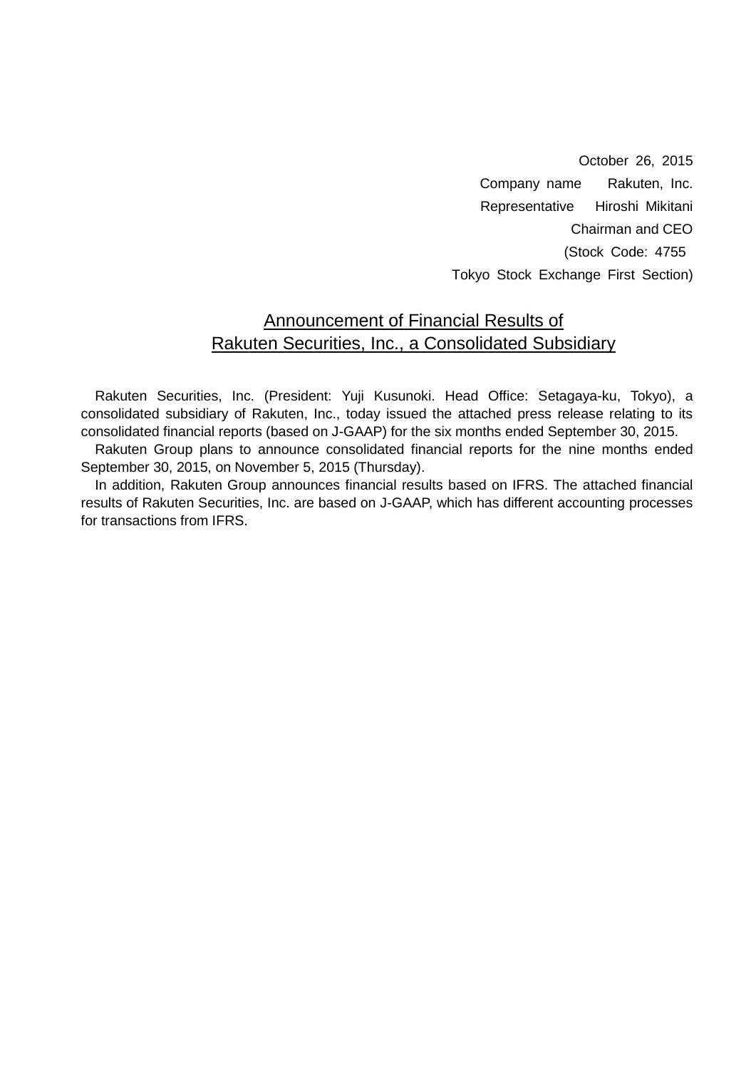October 26, 2015

Company name Rakuten, Inc.

Representative Hiroshi Mikitani

Chairman and CEO

(Stock Code: 4755

Tokyo Stock Exchange First Section)

# Announcement of Financial Results of Rakuten Securities, Inc., a Consolidated Subsidiary

Rakuten Securities, Inc. (President: Yuji Kusunoki. Head Office: Setagaya-ku, Tokyo), a consolidated subsidiary of Rakuten, Inc., today issued the attached press release relating to its consolidated financial reports (based on J-GAAP) for the six months ended September 30, 2015.

Rakuten Group plans to announce consolidated financial reports for the nine months ended September 30, 2015, on November 5, 2015 (Thursday).

In addition, Rakuten Group announces financial results based on IFRS. The attached financial results of Rakuten Securities, Inc. are based on J-GAAP, which has different accounting processes for transactions from IFRS.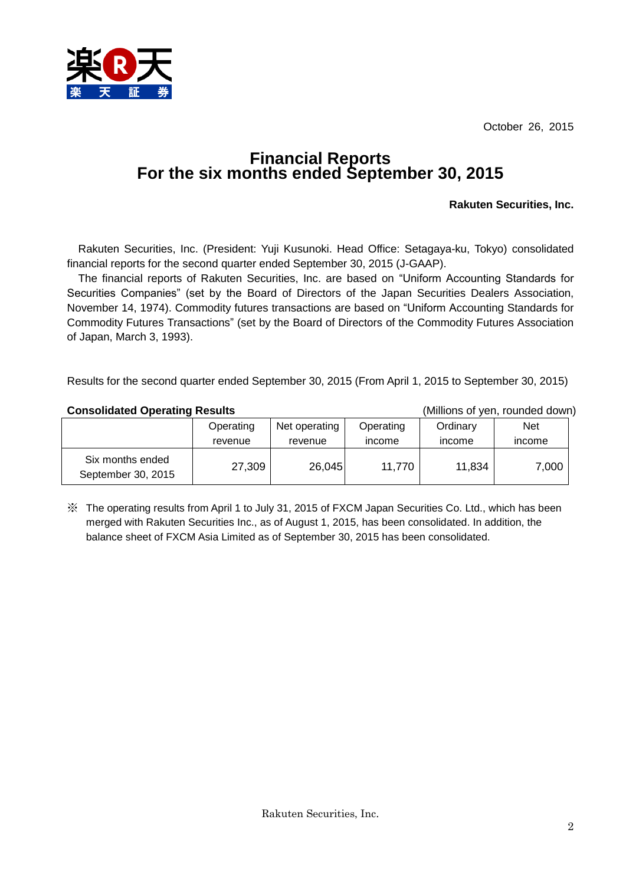October 26, 2015

# Financial Reports
# For the six months ended September 30, 2015

**Rakuten Securities, Inc.**

Rakuten Securities, Inc. (President: Yuji Kusunoki. Head Office: Setagaya-ku, Tokyo) consolidated financial reports for the second quarter ended September 30, 2015 (J-GAAP).

The financial reports of Rakuten Securities, Inc. are based on "Uniform Accounting Standards for Securities Companies" (set by the Board of Directors of the Japan Securities Dealers Association, November 14, 1974). Commodity futures transactions are based on "Uniform Accounting Standards for Commodity Futures Transactions" (set by the Board of Directors of the Commodity Futures Association of Japan, March 3, 1993).

Results for the second quarter ended September 30, 2015 (From April 1, 2015 to September 30, 2015)

**Consolidated Operating Results** (Millions of yen, rounded down)

| | Operating revenue | Net operating revenue | Operating income | Ordinary income | Net income |
|---|---|---|---|---|---|
| Six months ended September 30, 2015 | 27,309 | 26,045 | 11,770 | 11,834 | 7,000 |

※ The operating results from April 1 to July 31, 2015 of FXCM Japan Securities Co. Ltd., which has been merged with Rakuten Securities Inc., as of August 1, 2015, has been consolidated. In addition, the balance sheet of FXCM Asia Limited as of September 30, 2015 has been consolidated.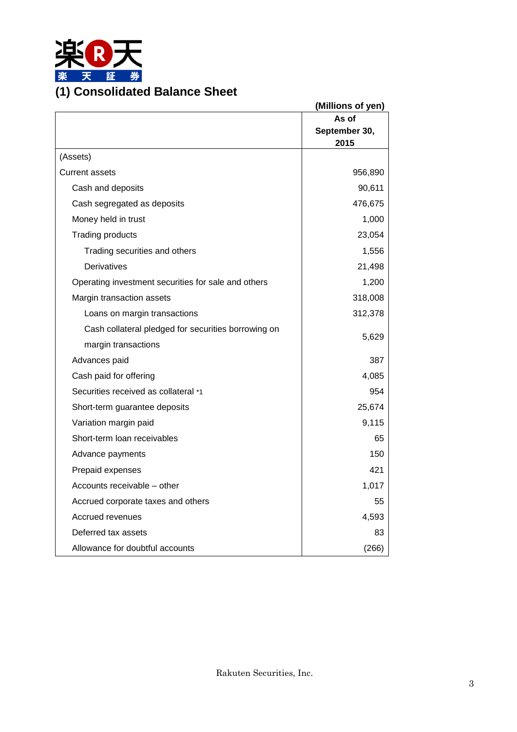## (1) Consolidated Balance Sheet

(Millions of yen)

| | As of September 30, 2015 |
|---|---|
| (Assets) | |
| Current assets | 956,890 |
| Cash and deposits | 90,611 |
| Cash segregated as deposits | 476,675 |
| Money held in trust | 1,000 |
| Trading products | 23,054 |
| Trading securities and others | 1,556 |
| Derivatives | 21,498 |
| Operating investment securities for sale and others | 1,200 |
| Margin transaction assets | 318,008 |
| Loans on margin transactions | 312,378 |
| Cash collateral pledged for securities borrowing on margin transactions | 5,629 |
| Advances paid | 387 |
| Cash paid for offering | 4,085 |
| Securities received as collateral *1 | 954 |
| Short-term guarantee deposits | 25,674 |
| Variation margin paid | 9,115 |
| Short-term loan receivables | 65 |
| Advance payments | 150 |
| Prepaid expenses | 421 |
| Accounts receivable – other | 1,017 |
| Accrued corporate taxes and others | 55 |
| Accrued revenues | 4,593 |
| Deferred tax assets | 83 |
| Allowance for doubtful accounts | (266) |

Rakuten Securities, Inc.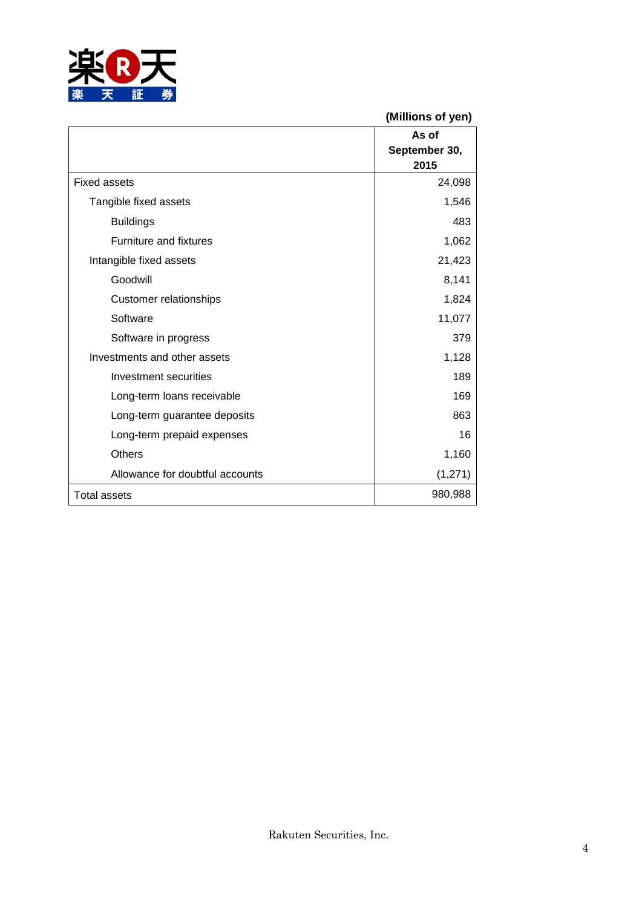(Millions of yen)

| | As of September 30, 2015 |
|---|---|
| Fixed assets | 24,098 |
| Tangible fixed assets | 1,546 |
| Buildings | 483 |
| Furniture and fixtures | 1,062 |
| Intangible fixed assets | 21,423 |
| Goodwill | 8,141 |
| Customer relationships | 1,824 |
| Software | 11,077 |
| Software in progress | 379 |
| Investments and other assets | 1,128 |
| Investment securities | 189 |
| Long-term loans receivable | 169 |
| Long-term guarantee deposits | 863 |
| Long-term prepaid expenses | 16 |
| Others | 1,160 |
| Allowance for doubtful accounts | (1,271) |
| Total assets | 980,988 |

Rakuten Securities, Inc.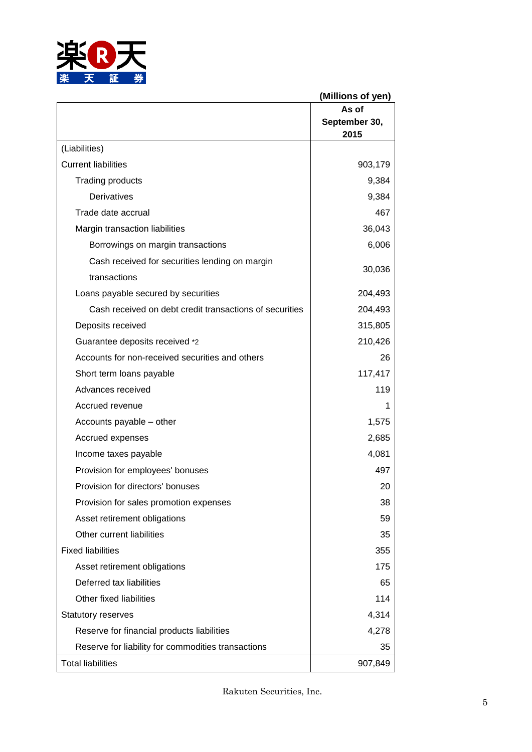(Millions of yen)

| | As of September 30, 2015 |
|---|---|
| (Liabilities) | |
| Current liabilities | 903,179 |
| Trading products | 9,384 |
| Derivatives | 9,384 |
| Trade date accrual | 467 |
| Margin transaction liabilities | 36,043 |
| Borrowings on margin transactions | 6,006 |
| Cash received for securities lending on margin transactions | 30,036 |
| Loans payable secured by securities | 204,493 |
| Cash received on debt credit transactions of securities | 204,493 |
| Deposits received | 315,805 |
| Guarantee deposits received *2 | 210,426 |
| Accounts for non-received securities and others | 26 |
| Short term loans payable | 117,417 |
| Advances received | 119 |
| Accrued revenue | 1 |
| Accounts payable – other | 1,575 |
| Accrued expenses | 2,685 |
| Income taxes payable | 4,081 |
| Provision for employees' bonuses | 497 |
| Provision for directors' bonuses | 20 |
| Provision for sales promotion expenses | 38 |
| Asset retirement obligations | 59 |
| Other current liabilities | 35 |
| Fixed liabilities | 355 |
| Asset retirement obligations | 175 |
| Deferred tax liabilities | 65 |
| Other fixed liabilities | 114 |
| Statutory reserves | 4,314 |
| Reserve for financial products liabilities | 4,278 |
| Reserve for liability for commodities transactions | 35 |
| Total liabilities | 907,849 |

Rakuten Securities, Inc.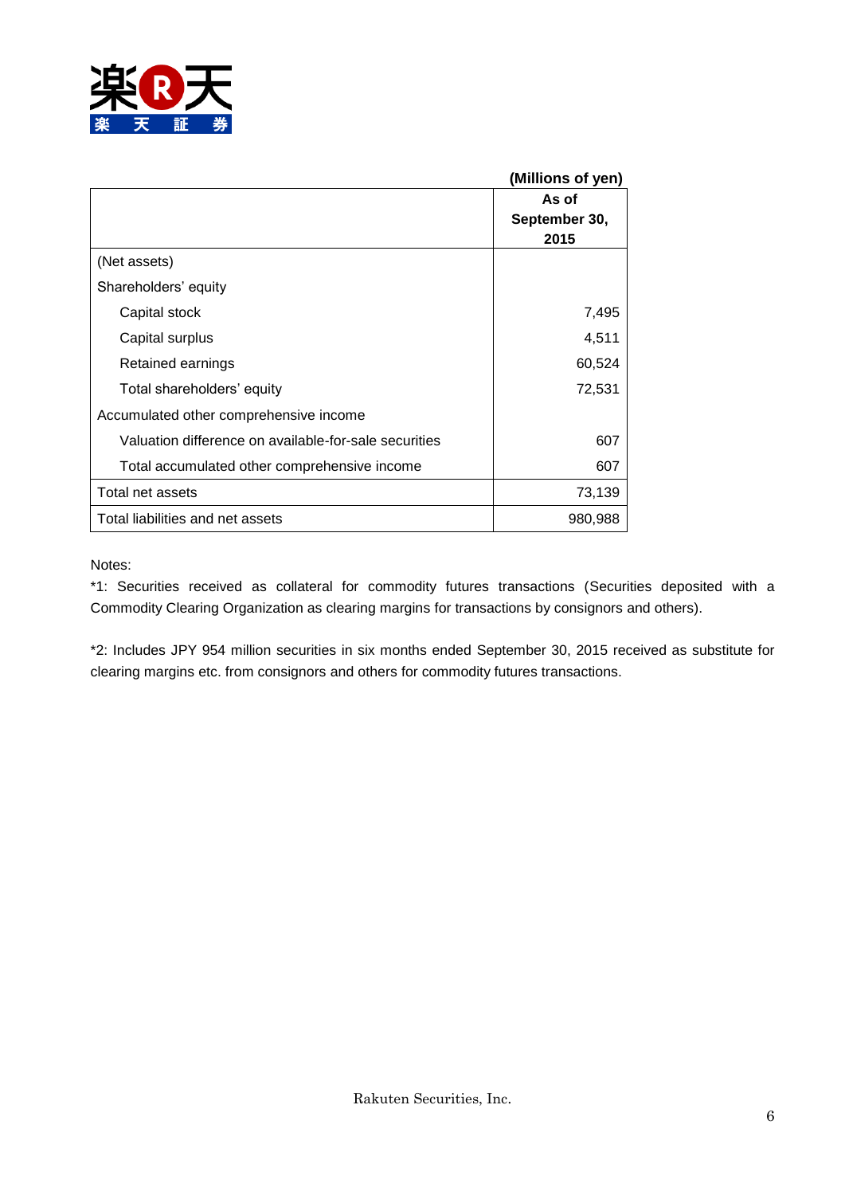(Millions of yen)

| | As of September 30, 2015 |
|---|---|
| (Net assets) | |
| Shareholders' equity | |
| Capital stock | 7,495 |
| Capital surplus | 4,511 |
| Retained earnings | 60,524 |
| Total shareholders' equity | 72,531 |
| Accumulated other comprehensive income | |
| Valuation difference on available-for-sale securities | 607 |
| Total accumulated other comprehensive income | 607 |
| Total net assets | 73,139 |
| Total liabilities and net assets | 980,988 |

Notes:

*1: Securities received as collateral for commodity futures transactions (Securities deposited with a Commodity Clearing Organization as clearing margins for transactions by consignors and others).

*2: Includes JPY 954 million securities in six months ended September 30, 2015 received as substitute for clearing margins etc. from consignors and others for commodity futures transactions.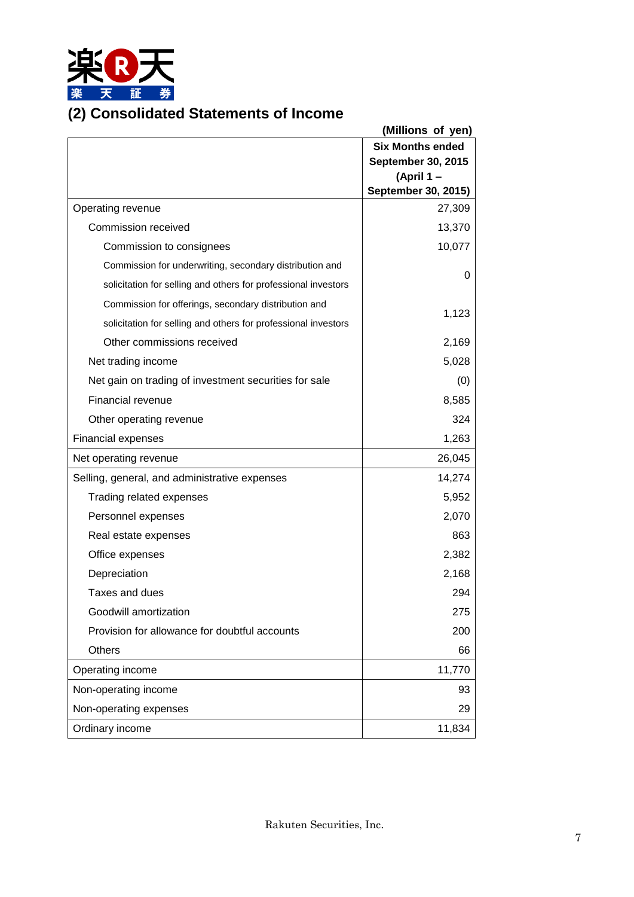## (2) Consolidated Statements of Income

(Millions of yen)

| | Six Months ended September 30, 2015 (April 1 – September 30, 2015) |
|---|---|
| Operating revenue | 27,309 |
| Commission received | 13,370 |
| Commission to consignees | 10,077 |
| Commission for underwriting, secondary distribution and solicitation for selling and others for professional investors | 0 |
| Commission for offerings, secondary distribution and solicitation for selling and others for professional investors | 1,123 |
| Other commissions received | 2,169 |
| Net trading income | 5,028 |
| Net gain on trading of investment securities for sale | (0) |
| Financial revenue | 8,585 |
| Other operating revenue | 324 |
| Financial expenses | 1,263 |
| Net operating revenue | 26,045 |
| Selling, general, and administrative expenses | 14,274 |
| Trading related expenses | 5,952 |
| Personnel expenses | 2,070 |
| Real estate expenses | 863 |
| Office expenses | 2,382 |
| Depreciation | 2,168 |
| Taxes and dues | 294 |
| Goodwill amortization | 275 |
| Provision for allowance for doubtful accounts | 200 |
| Others | 66 |
| Operating income | 11,770 |
| Non-operating income | 93 |
| Non-operating expenses | 29 |
| Ordinary income | 11,834 |

Rakuten Securities, Inc.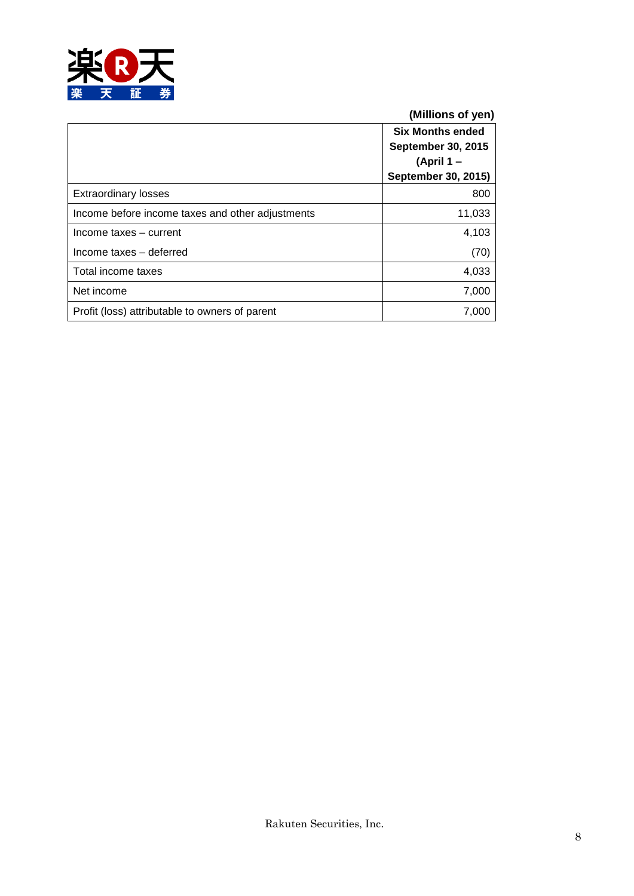(Millions of yen)

| | Six Months ended September 30, 2015 (April 1 – September 30, 2015) |
|---|---:|
| Extraordinary losses | 800 |
| Income before income taxes and other adjustments | 11,033 |
| Income taxes – current | 4,103 |
| Income taxes – deferred | (70) |
| Total income taxes | 4,033 |
| Net income | 7,000 |
| Profit (loss) attributable to owners of parent | 7,000 |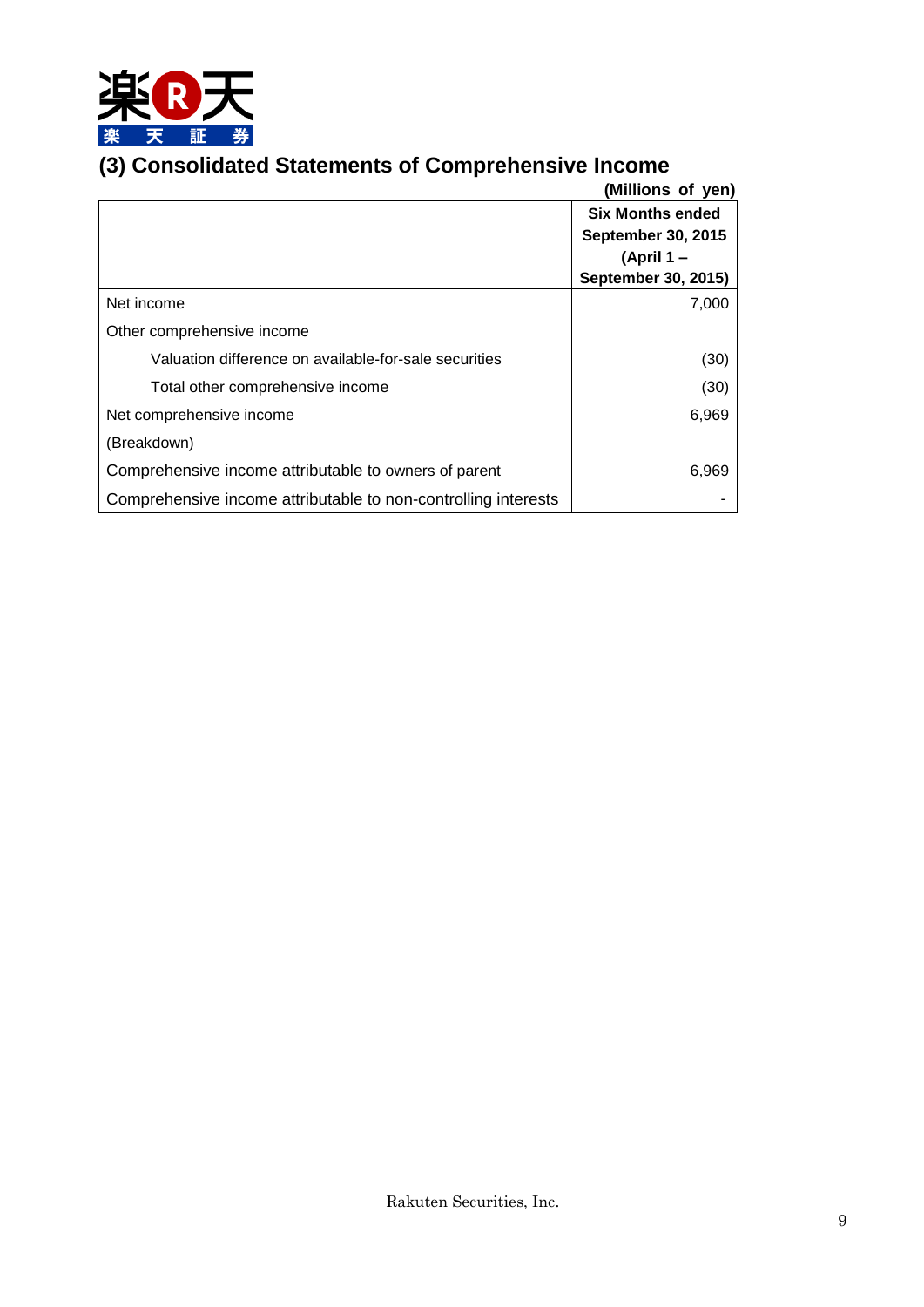## (3) Consolidated Statements of Comprehensive Income

(Millions of yen)

| | Six Months ended September 30, 2015 (April 1 – September 30, 2015) |
|---|---|
| Net income | 7,000 |
| Other comprehensive income | |
| Valuation difference on available-for-sale securities | (30) |
| Total other comprehensive income | (30) |
| Net comprehensive income | 6,969 |
| (Breakdown) | |
| Comprehensive income attributable to owners of parent | 6,969 |
| Comprehensive income attributable to non-controlling interests | - |